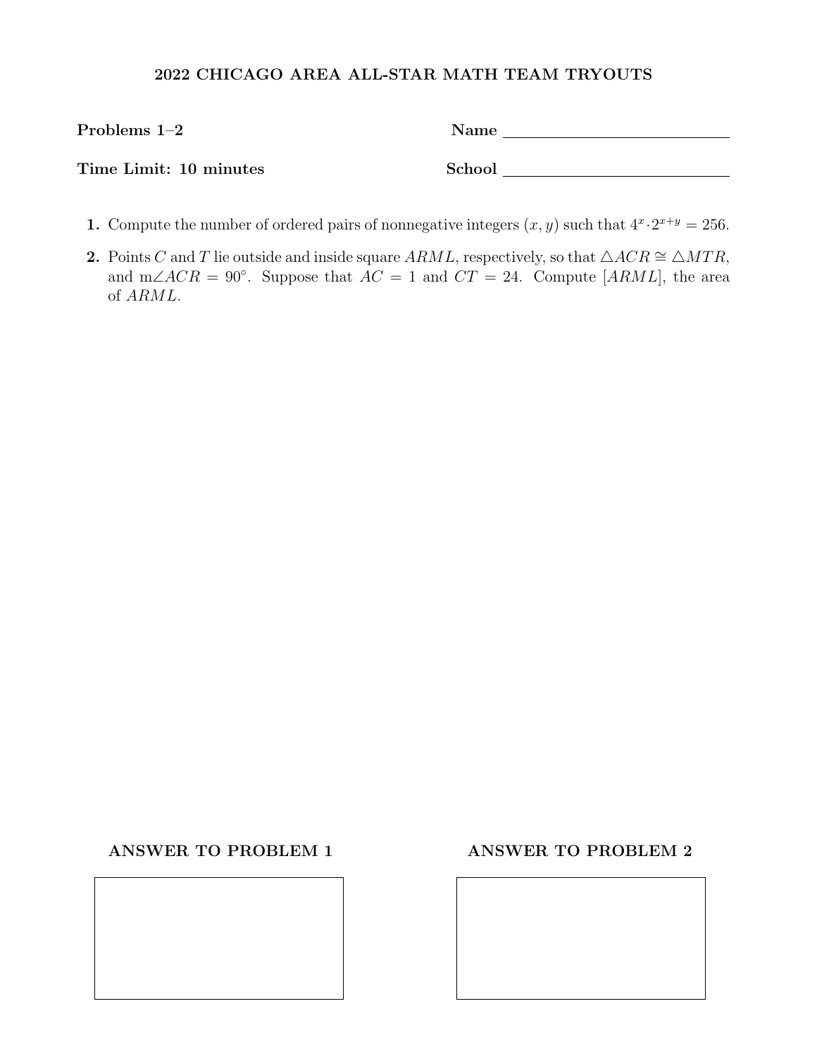# 2022 CHICAGO AREA ALL-STAR MATH TEAM TRYOUTS

**Problems 1–2** **Name** ____________________

**Time Limit: 10 minutes** **School** ____________________

1. Compute the number of ordered pairs of nonnegative integers $(x, y)$ such that $4^x \cdot 2^{x+y} = 256$.

2. Points $C$ and $T$ lie outside and inside square $ARML$, respectively, so that $\triangle ACR \cong \triangle MTR$, and $m\angle ACR = 90^\circ$. Suppose that $AC = 1$ and $CT = 24$. Compute $[ARML]$, the area of $ARML$.

**ANSWER TO PROBLEM 1**

**ANSWER TO PROBLEM 2**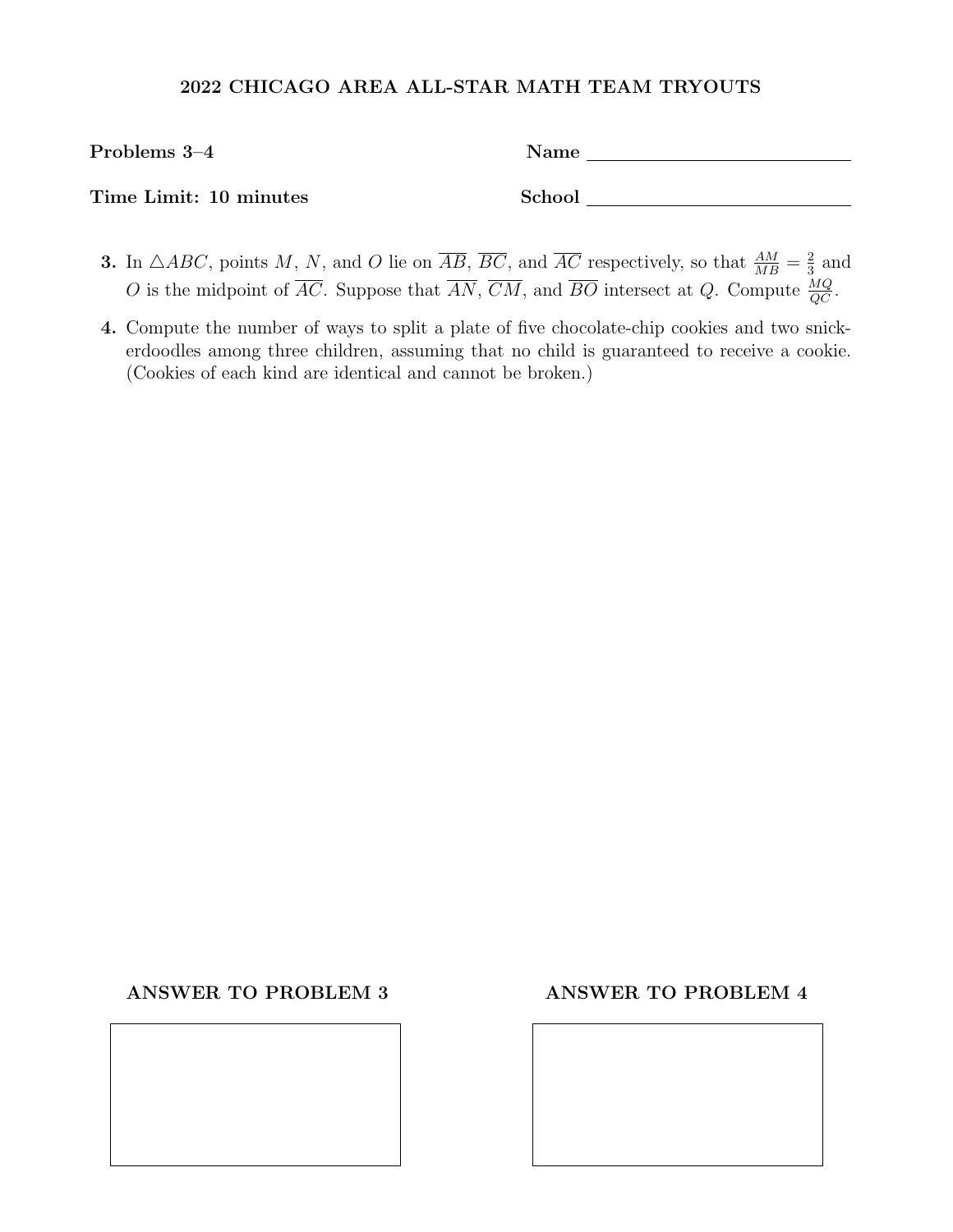# 2022 CHICAGO AREA ALL-STAR MATH TEAM TRYOUTS

**Problems 3–4** **Name** ____________________

**Time Limit: 10 minutes** **School** ____________________

**3.** In $\triangle ABC$, points $M$, $N$, and $O$ lie on $\overline{AB}$, $\overline{BC}$, and $\overline{AC}$ respectively, so that $\frac{AM}{MB} = \frac{2}{3}$ and $O$ is the midpoint of $\overline{AC}$. Suppose that $\overline{AN}$, $\overline{CM}$, and $\overline{BO}$ intersect at $Q$. Compute $\frac{MQ}{QC}$.

**4.** Compute the number of ways to split a plate of five chocolate-chip cookies and two snickerdoodles among three children, assuming that no child is guaranteed to receive a cookie. (Cookies of each kind are identical and cannot be broken.)

**ANSWER TO PROBLEM 3**

**ANSWER TO PROBLEM 4**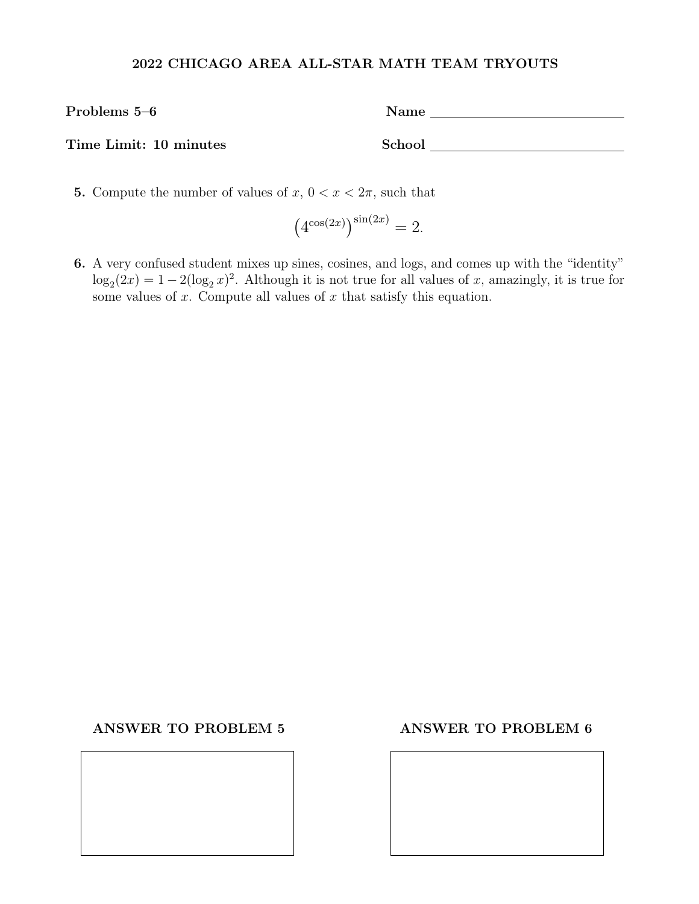**2022 CHICAGO AREA ALL-STAR MATH TEAM TRYOUTS**

**Problems 5–6** **Name** \_\_\_\_\_\_\_\_\_\_\_\_\_\_\_\_\_\_\_\_

**Time Limit: 10 minutes** **School** \_\_\_\_\_\_\_\_\_\_\_\_\_\_\_\_\_\_\_\_

**5.** Compute the number of values of $x$, $0 < x < 2\pi$, such that

$$\left(4^{\cos(2x)}\right)^{\sin(2x)} = 2.$$

**6.** A very confused student mixes up sines, cosines, and logs, and comes up with the "identity" $\log_2(2x) = 1 - 2(\log_2 x)^2$. Although it is not true for all values of $x$, amazingly, it is true for some values of $x$. Compute all values of $x$ that satisfy this equation.

**ANSWER TO PROBLEM 5**

**ANSWER TO PROBLEM 6**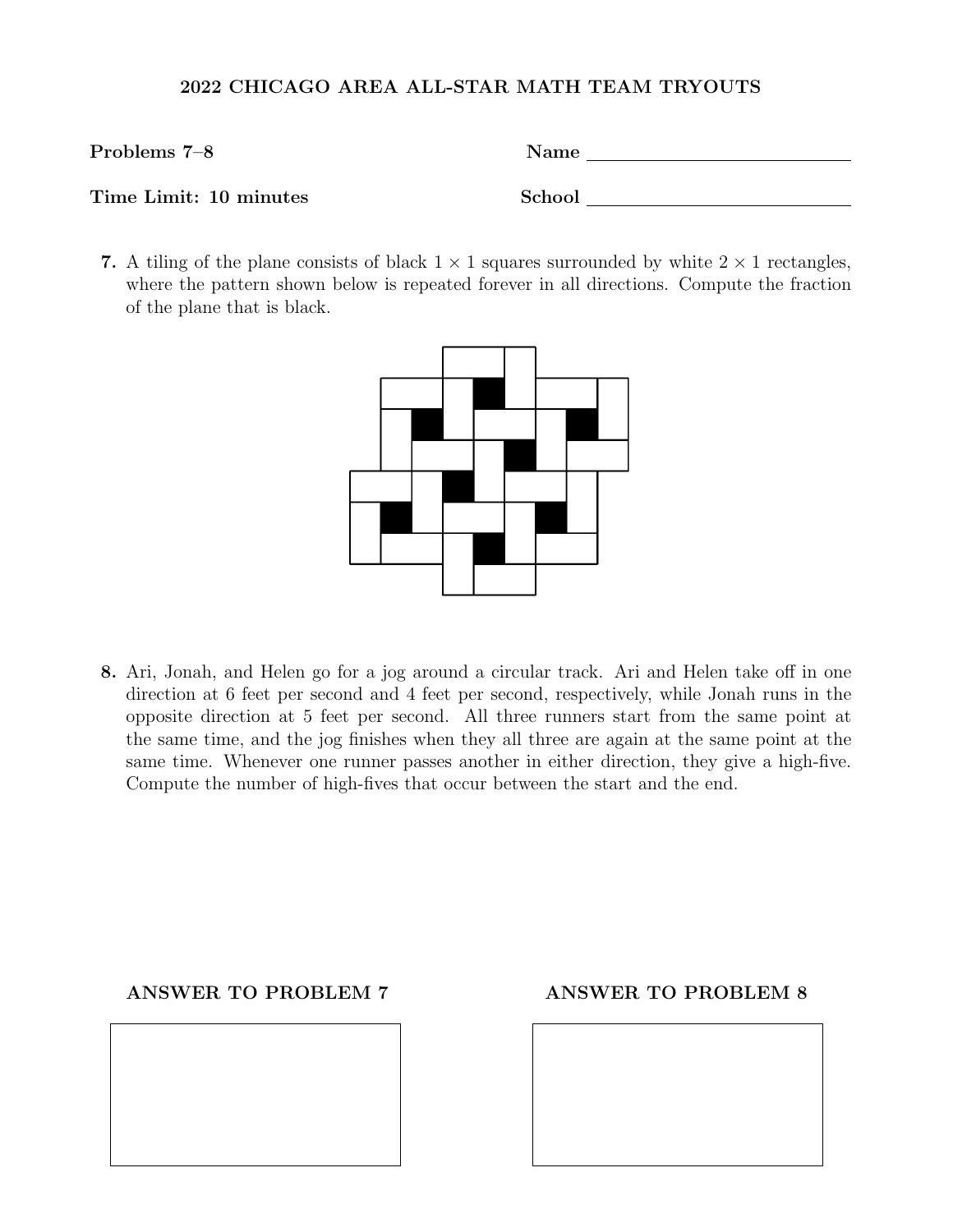**2022 CHICAGO AREA ALL-STAR MATH TEAM TRYOUTS**

**Problems 7–8** Name ____________________

**Time Limit: 10 minutes** School ____________________

**7.** A tiling of the plane consists of black $1 \times 1$ squares surrounded by white $2 \times 1$ rectangles, where the pattern shown below is repeated forever in all directions. Compute the fraction of the plane that is black.

**8.** Ari, Jonah, and Helen go for a jog around a circular track. Ari and Helen take off in one direction at 6 feet per second and 4 feet per second, respectively, while Jonah runs in the opposite direction at 5 feet per second. All three runners start from the same point at the same time, and the jog finishes when they all three are again at the same point at the same time. Whenever one runner passes another in either direction, they give a high-five. Compute the number of high-fives that occur between the start and the end.

**ANSWER TO PROBLEM 7**

**ANSWER TO PROBLEM 8**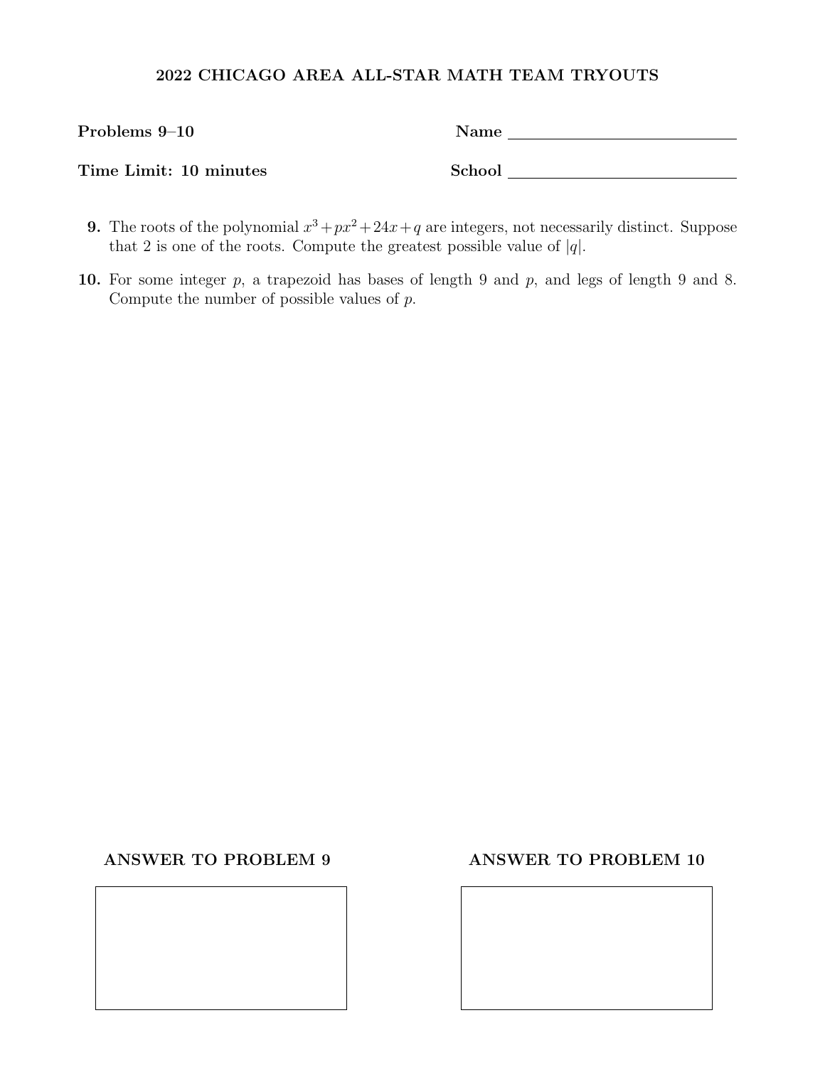**2022 CHICAGO AREA ALL-STAR MATH TEAM TRYOUTS**

**Problems 9–10** **Name** \_\_\_\_\_\_\_\_\_\_\_\_\_\_\_\_\_\_\_\_\_\_\_\_

**Time Limit: 10 minutes** **School** \_\_\_\_\_\_\_\_\_\_\_\_\_\_\_\_\_\_\_\_\_\_\_\_

**9.** The roots of the polynomial $x^3 + px^2 + 24x + q$ are integers, not necessarily distinct. Suppose that 2 is one of the roots. Compute the greatest possible value of $|q|$.

**10.** For some integer $p$, a trapezoid has bases of length 9 and $p$, and legs of length 9 and 8. Compute the number of possible values of $p$.

**ANSWER TO PROBLEM 9**

**ANSWER TO PROBLEM 10**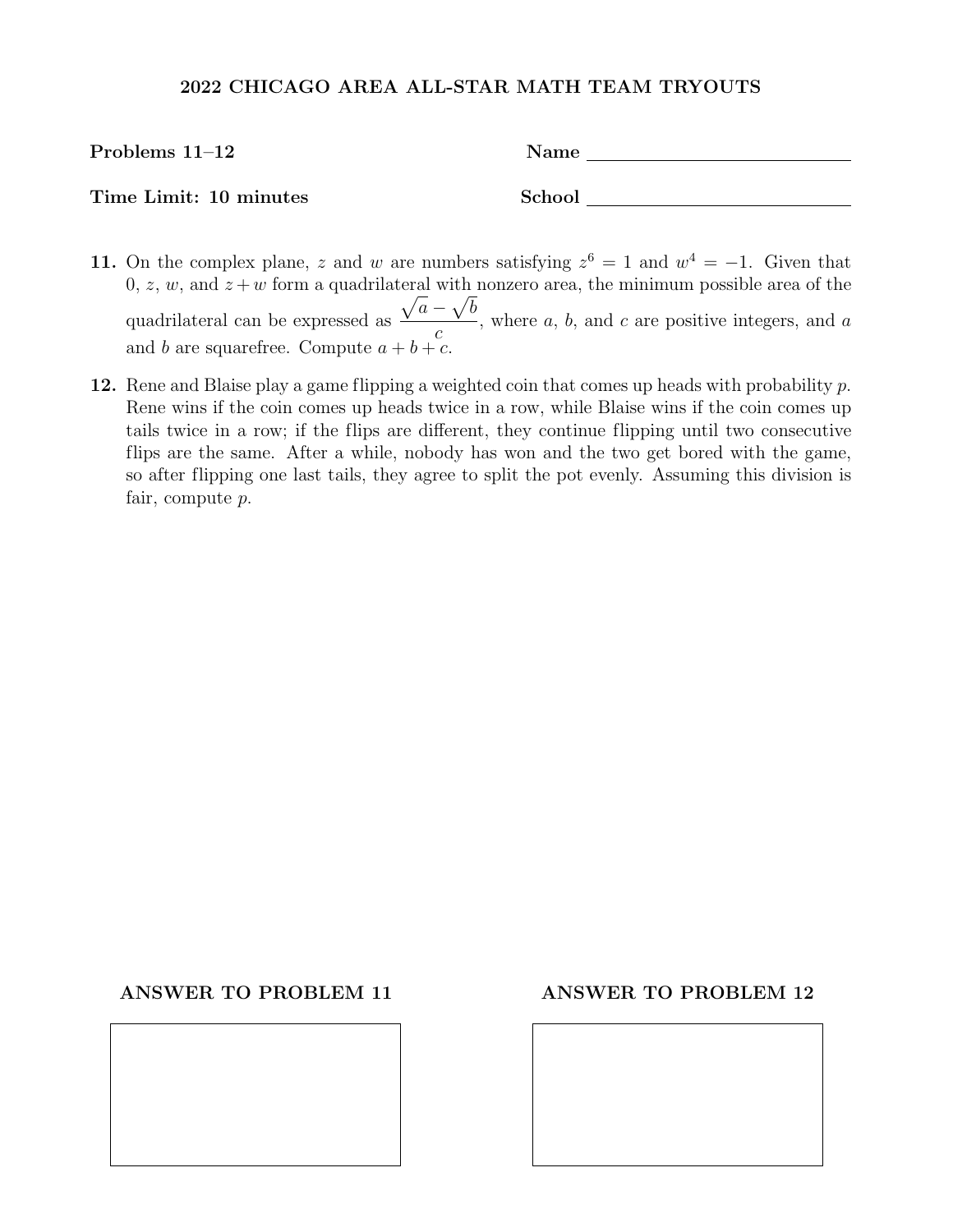**2022 CHICAGO AREA ALL-STAR MATH TEAM TRYOUTS**

**Problems 11–12** Name ____________________

**Time Limit: 10 minutes** School ____________________

**11.** On the complex plane, $z$ and $w$ are numbers satisfying $z^6 = 1$ and $w^4 = -1$. Given that $0$, $z$, $w$, and $z + w$ form a quadrilateral with nonzero area, the minimum possible area of the quadrilateral can be expressed as $\frac{\sqrt{a} - \sqrt{b}}{c}$, where $a$, $b$, and $c$ are positive integers, and $a$ and $b$ are squarefree. Compute $a + b + c$.

**12.** Rene and Blaise play a game flipping a weighted coin that comes up heads with probability $p$. Rene wins if the coin comes up heads twice in a row, while Blaise wins if the coin comes up tails twice in a row; if the flips are different, they continue flipping until two consecutive flips are the same. After a while, nobody has won and the two get bored with the game, so after flipping one last tails, they agree to split the pot evenly. Assuming this division is fair, compute $p$.

**ANSWER TO PROBLEM 11**

**ANSWER TO PROBLEM 12**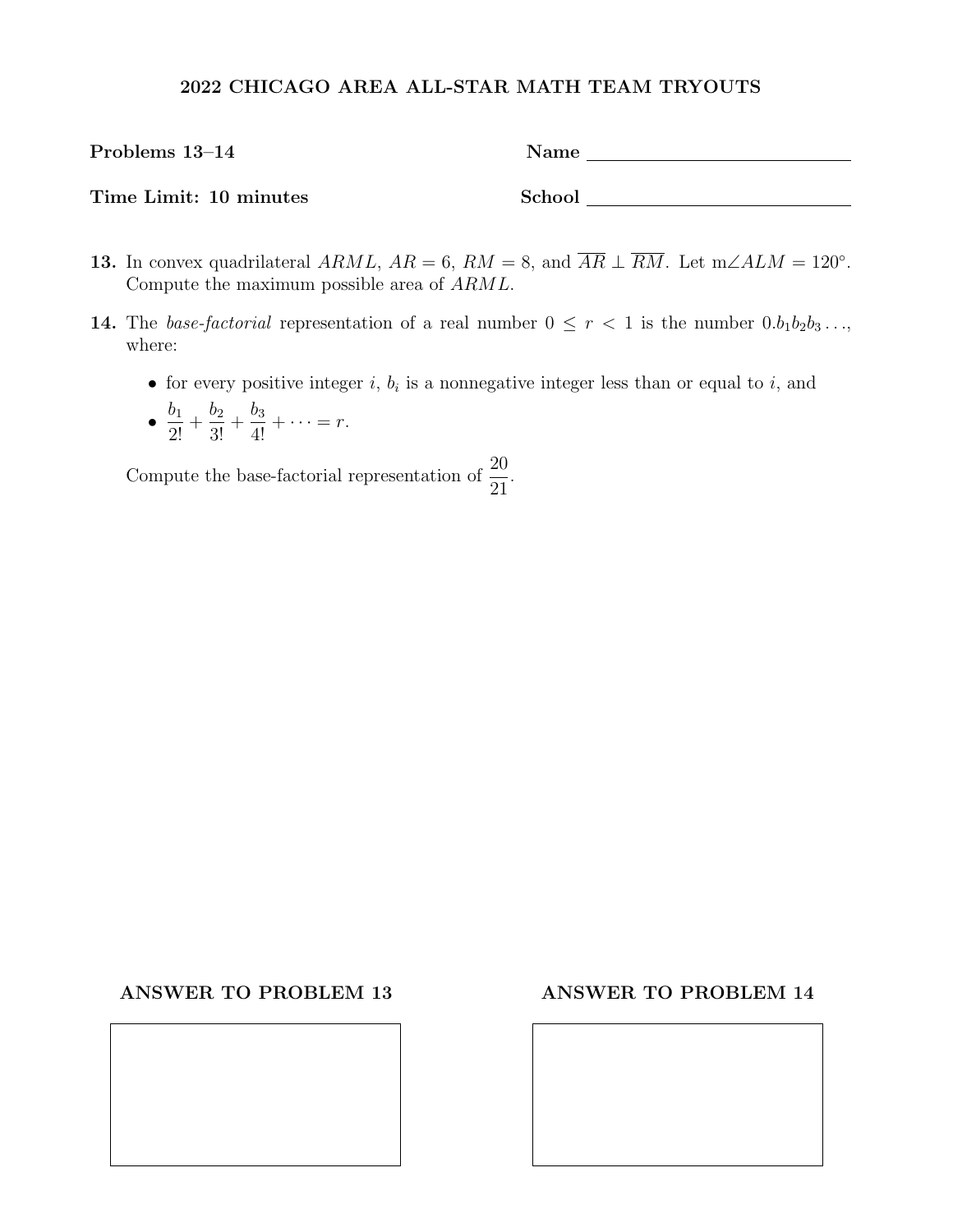**2022 CHICAGO AREA ALL-STAR MATH TEAM TRYOUTS**

**Problems 13–14** **Name** ____________________

**Time Limit: 10 minutes** **School** ____________________

**13.** In convex quadrilateral $ARML$, $AR = 6$, $RM = 8$, and $\overline{AR} \perp \overline{RM}$. Let $m\angle ALM = 120^\circ$. Compute the maximum possible area of $ARML$.

**14.** The *base-factorial* representation of a real number $0 \le r < 1$ is the number $0.b_1b_2b_3\ldots$, where:

- for every positive integer $i$, $b_i$ is a nonnegative integer less than or equal to $i$, and
- $\dfrac{b_1}{2!} + \dfrac{b_2}{3!} + \dfrac{b_3}{4!} + \cdots = r$.

Compute the base-factorial representation of $\dfrac{20}{21}$.

**ANSWER TO PROBLEM 13**

**ANSWER TO PROBLEM 14**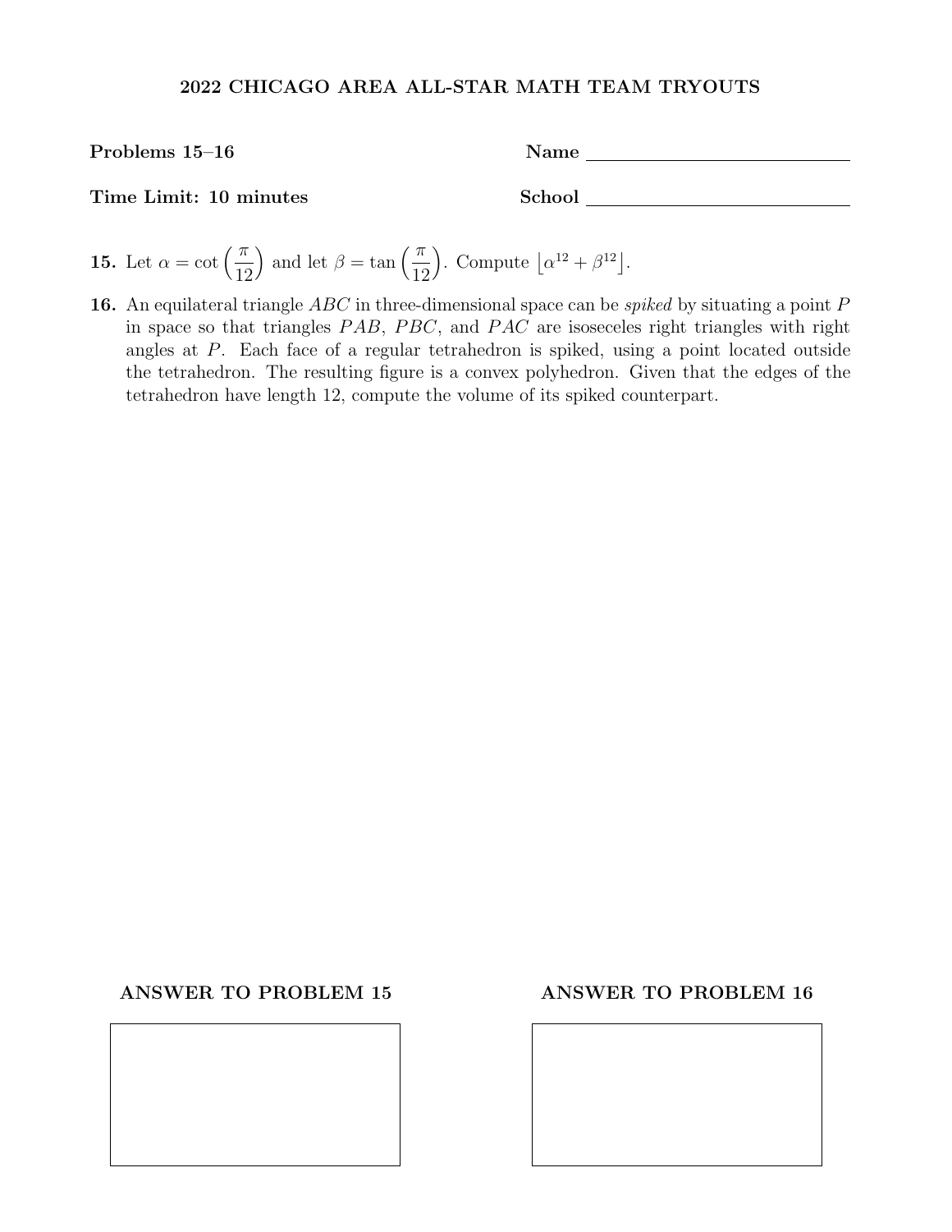## 2022 CHICAGO AREA ALL-STAR MATH TEAM TRYOUTS

**Problems 15–16** **Name** ______________________

**Time Limit: 10 minutes** **School** ______________________

**15.** Let $\alpha = \cot\left(\frac{\pi}{12}\right)$ and let $\beta = \tan\left(\frac{\pi}{12}\right)$. Compute $\lfloor \alpha^{12} + \beta^{12} \rfloor$.

**16.** An equilateral triangle $ABC$ in three-dimensional space can be *spiked* by situating a point $P$ in space so that triangles $PAB$, $PBC$, and $PAC$ are isoseceles right triangles with right angles at $P$. Each face of a regular tetrahedron is spiked, using a point located outside the tetrahedron. The resulting figure is a convex polyhedron. Given that the edges of the tetrahedron have length 12, compute the volume of its spiked counterpart.

**ANSWER TO PROBLEM 15**

**ANSWER TO PROBLEM 16**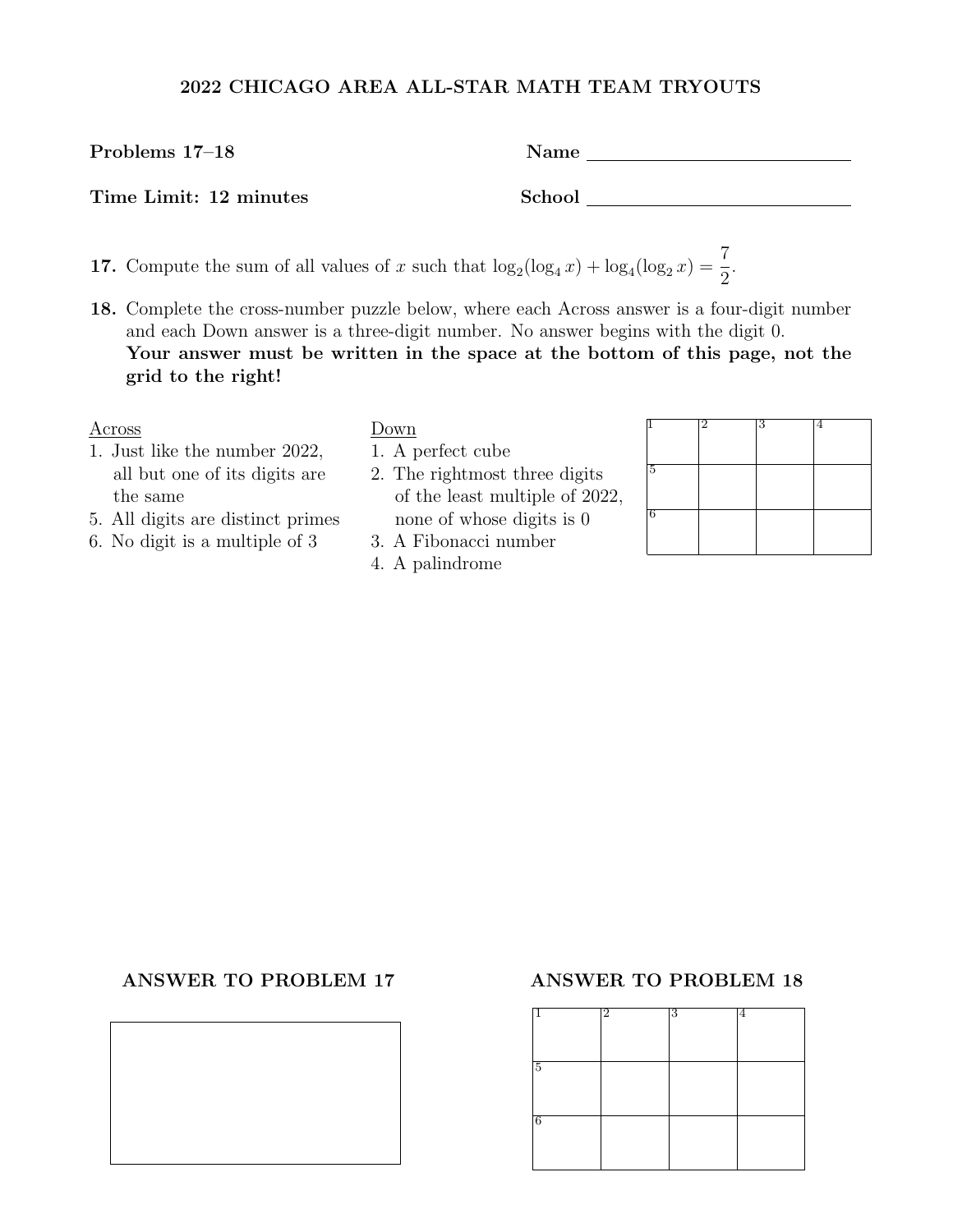## 2022 CHICAGO AREA ALL-STAR MATH TEAM TRYOUTS

**Problems 17–18** **Name** ______________________

**Time Limit: 12 minutes** **School** ______________________

**17.** Compute the sum of all values of $x$ such that $\log_2(\log_4 x) + \log_4(\log_2 x) = \dfrac{7}{2}$.

**18.** Complete the cross-number puzzle below, where each Across answer is a four-digit number and each Down answer is a three-digit number. No answer begins with the digit 0. **Your answer must be written in the space at the bottom of this page, not the grid to the right!**

Across
1. Just like the number 2022, all but one of its digits are the same
5. All digits are distinct primes
6. No digit is a multiple of 3

Down
1. A perfect cube
2. The rightmost three digits of the least multiple of 2022, none of whose digits is 0
3. A Fibonacci number
4. A palindrome

| 1 | 2 | 3 | 4 |
|---|---|---|---|
| 5 | | | |
| 6 | | | |

**ANSWER TO PROBLEM 17**

**ANSWER TO PROBLEM 18**

| 1 | 2 | 3 | 4 |
|---|---|---|---|
| 5 | | | |
| 6 | | | |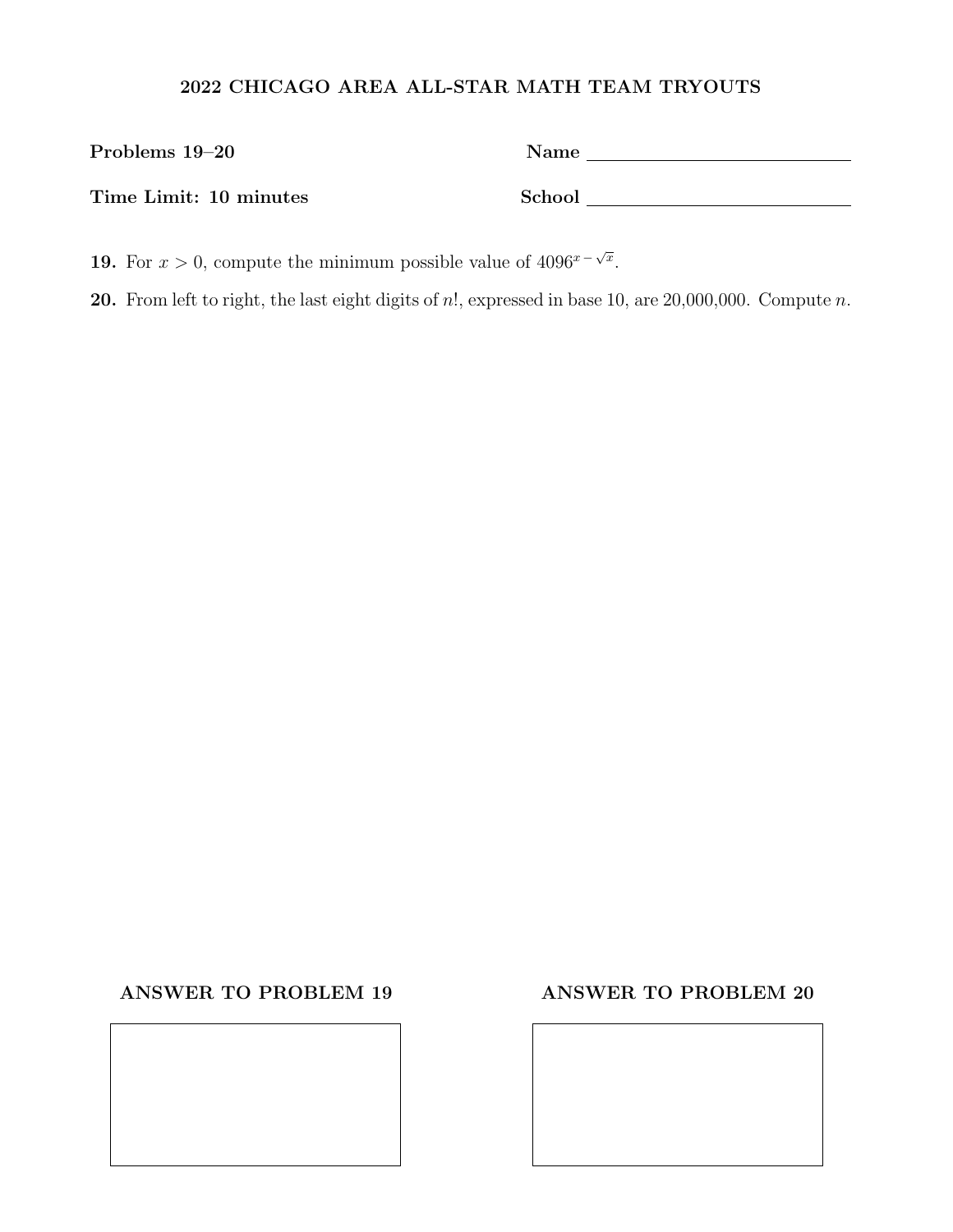**2022 CHICAGO AREA ALL-STAR MATH TEAM TRYOUTS**

**Problems 19–20** Name ____________________

**Time Limit: 10 minutes** School ____________________

**19.** For $x > 0$, compute the minimum possible value of $4096^{x - \sqrt{x}}$.

**20.** From left to right, the last eight digits of $n!$, expressed in base 10, are 20,000,000. Compute $n$.

**ANSWER TO PROBLEM 19**

**ANSWER TO PROBLEM 20**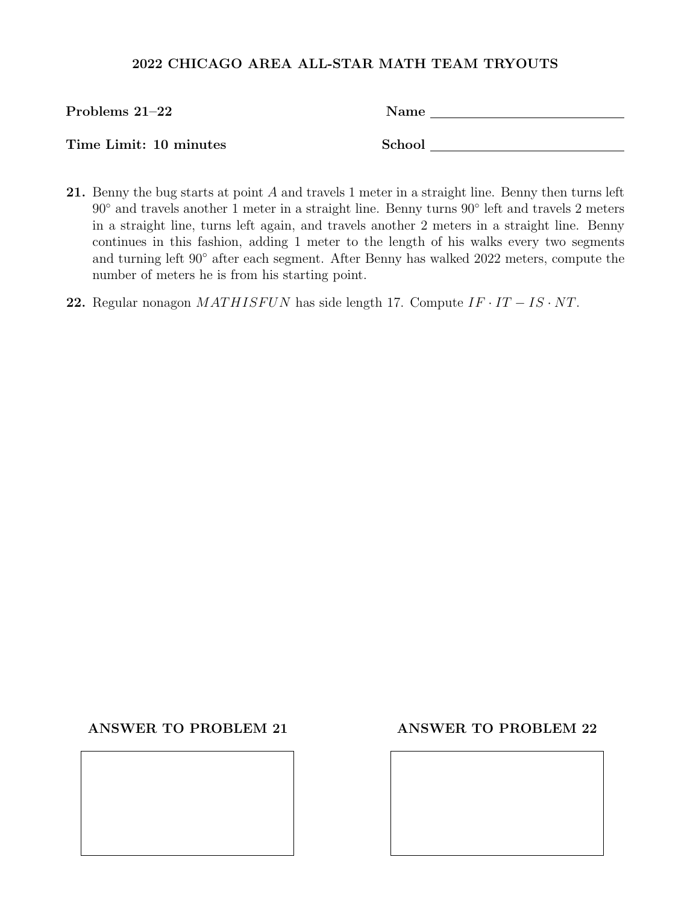**2022 CHICAGO AREA ALL-STAR MATH TEAM TRYOUTS**

**Problems 21–22** Name \_\_\_\_\_\_\_\_\_\_\_\_\_\_\_\_\_\_\_\_

**Time Limit: 10 minutes** School \_\_\_\_\_\_\_\_\_\_\_\_\_\_\_\_\_\_\_\_

**21.** Benny the bug starts at point $A$ and travels 1 meter in a straight line. Benny then turns left $90^\circ$ and travels another 1 meter in a straight line. Benny turns $90^\circ$ left and travels 2 meters in a straight line, turns left again, and travels another 2 meters in a straight line. Benny continues in this fashion, adding 1 meter to the length of his walks every two segments and turning left $90^\circ$ after each segment. After Benny has walked 2022 meters, compute the number of meters he is from his starting point.

**22.** Regular nonagon $MATHISFUN$ has side length 17. Compute $IF \cdot IT - IS \cdot NT$.

**ANSWER TO PROBLEM 21**

**ANSWER TO PROBLEM 22**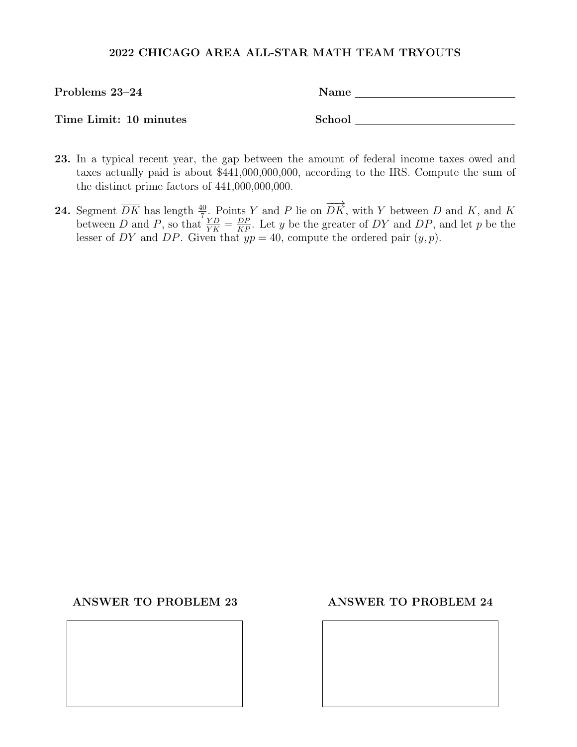**2022 CHICAGO AREA ALL-STAR MATH TEAM TRYOUTS**

**Problems 23–24** Name ____________________

**Time Limit: 10 minutes** School ____________________

**23.** In a typical recent year, the gap between the amount of federal income taxes owed and taxes actually paid is about \$441,000,000,000, according to the IRS. Compute the sum of the distinct prime factors of 441,000,000,000.

**24.** Segment $\overline{DK}$ has length $\frac{40}{7}$. Points $Y$ and $P$ lie on $\overrightarrow{DK}$, with $Y$ between $D$ and $K$, and $K$ between $D$ and $P$, so that $\frac{YD}{YK} = \frac{DP}{KP}$. Let $y$ be the greater of $DY$ and $DP$, and let $p$ be the lesser of $DY$ and $DP$. Given that $yp = 40$, compute the ordered pair $(y, p)$.

**ANSWER TO PROBLEM 23**

**ANSWER TO PROBLEM 24**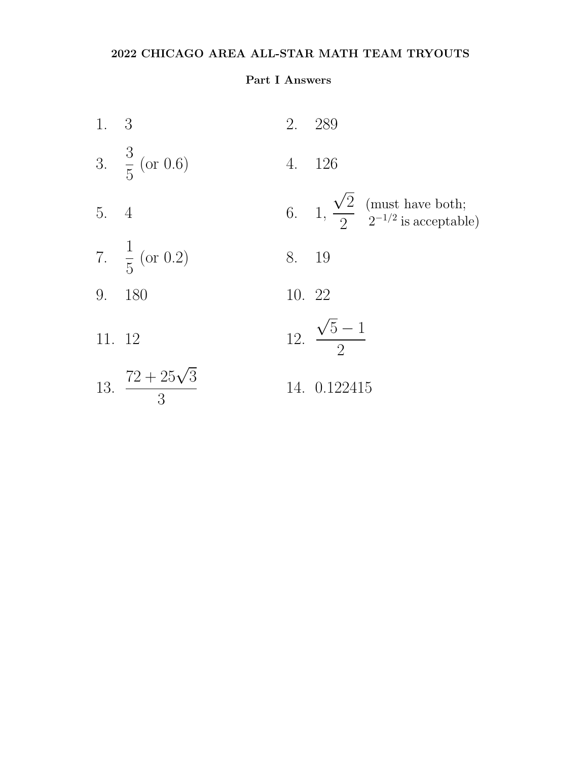# 2022 CHICAGO AREA ALL-STAR MATH TEAM TRYOUTS

## Part I Answers

1. 3
2. 289
3. $\frac{3}{5}$ (or 0.6)
4. 126
5. 4
6. $1, \frac{\sqrt{2}}{2}$ (must have both; $2^{-1/2}$ is acceptable)
7. $\frac{1}{5}$ (or 0.2)
8. 19
9. 180
10. 22
11. 12
12. $\frac{\sqrt{5}-1}{2}$
13. $\frac{72+25\sqrt{3}}{3}$
14. 0.122415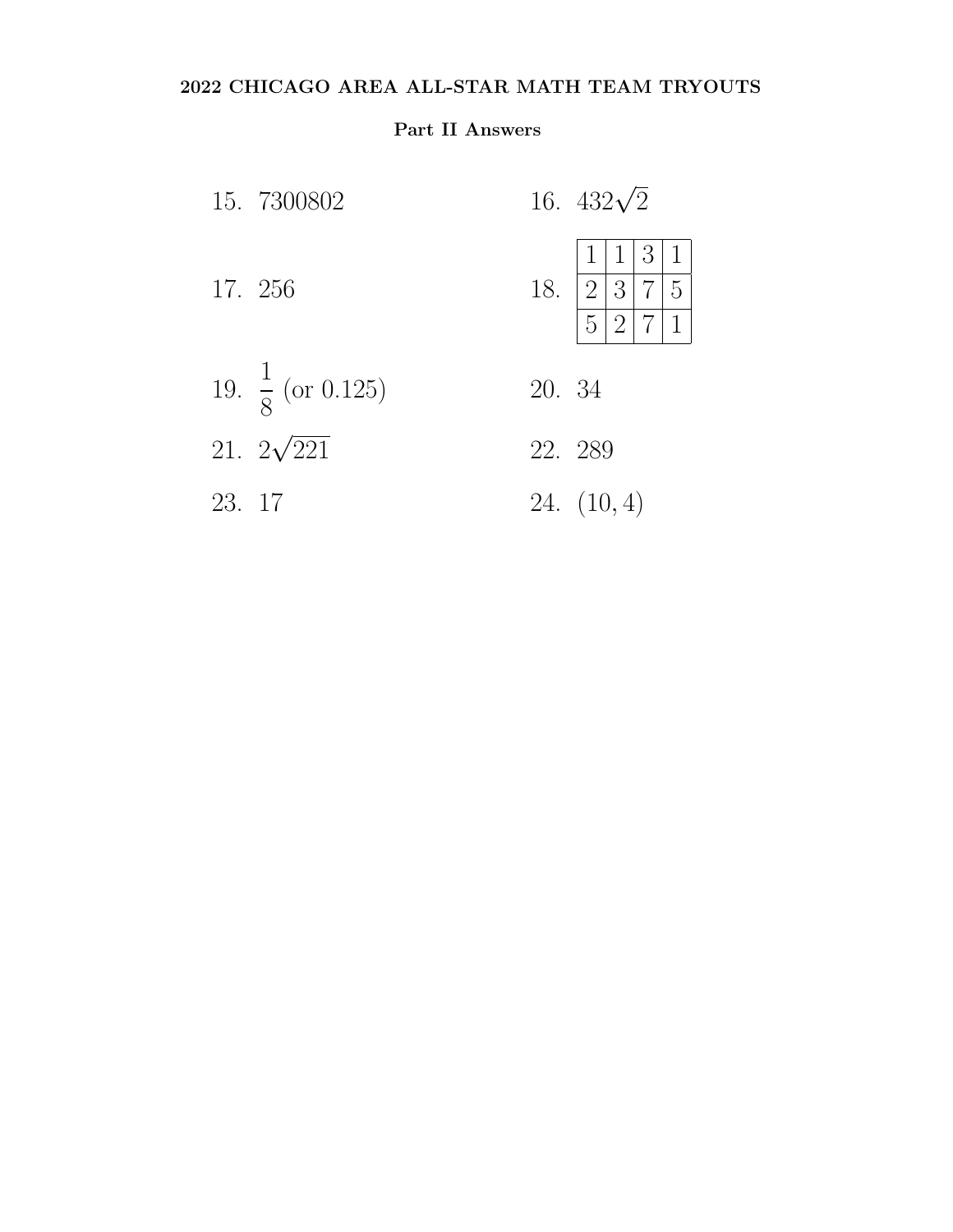# 2022 CHICAGO AREA ALL-STAR MATH TEAM TRYOUTS

## Part II Answers

15. 7300802

16. $432\sqrt{2}$

17. 256

18.

| | | | |
|---|---|---|---|
| 1 | 1 | 3 | 1 |
| 2 | 3 | 7 | 5 |
| 5 | 2 | 7 | 1 |

19. $\frac{1}{8}$ (or 0.125)

20. 34

21. $2\sqrt{221}$

22. 289

23. 17

24. $(10, 4)$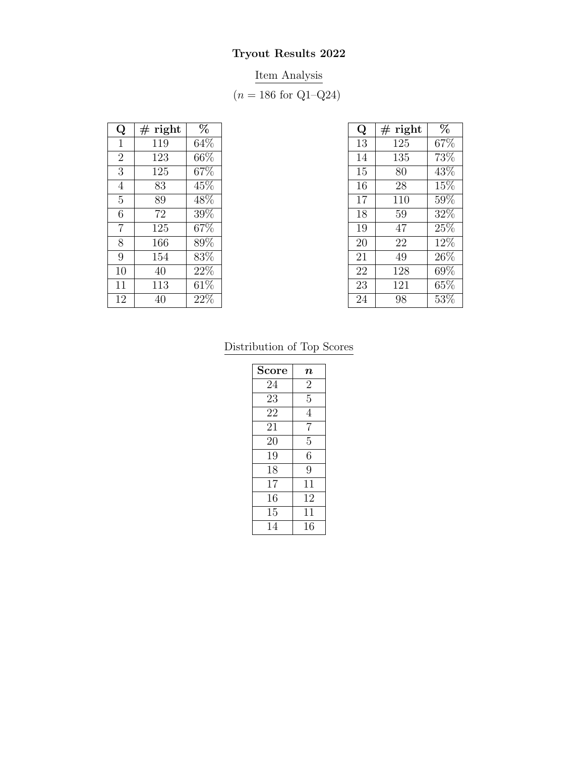# Tryout Results 2022

## Item Analysis

($n = 186$ for Q1–Q24)

| Q | # right | % |
|---|---|---|
| 1 | 119 | 64% |
| 2 | 123 | 66% |
| 3 | 125 | 67% |
| 4 | 83 | 45% |
| 5 | 89 | 48% |
| 6 | 72 | 39% |
| 7 | 125 | 67% |
| 8 | 166 | 89% |
| 9 | 154 | 83% |
| 10 | 40 | 22% |
| 11 | 113 | 61% |
| 12 | 40 | 22% |

| Q | # right | % |
|---|---|---|
| 13 | 125 | 67% |
| 14 | 135 | 73% |
| 15 | 80 | 43% |
| 16 | 28 | 15% |
| 17 | 110 | 59% |
| 18 | 59 | 32% |
| 19 | 47 | 25% |
| 20 | 22 | 12% |
| 21 | 49 | 26% |
| 22 | 128 | 69% |
| 23 | 121 | 65% |
| 24 | 98 | 53% |

## Distribution of Top Scores

| Score | $n$ |
|---|---|
| 24 | 2 |
| 23 | 5 |
| 22 | 4 |
| 21 | 7 |
| 20 | 5 |
| 19 | 6 |
| 18 | 9 |
| 17 | 11 |
| 16 | 12 |
| 15 | 11 |
| 14 | 16 |